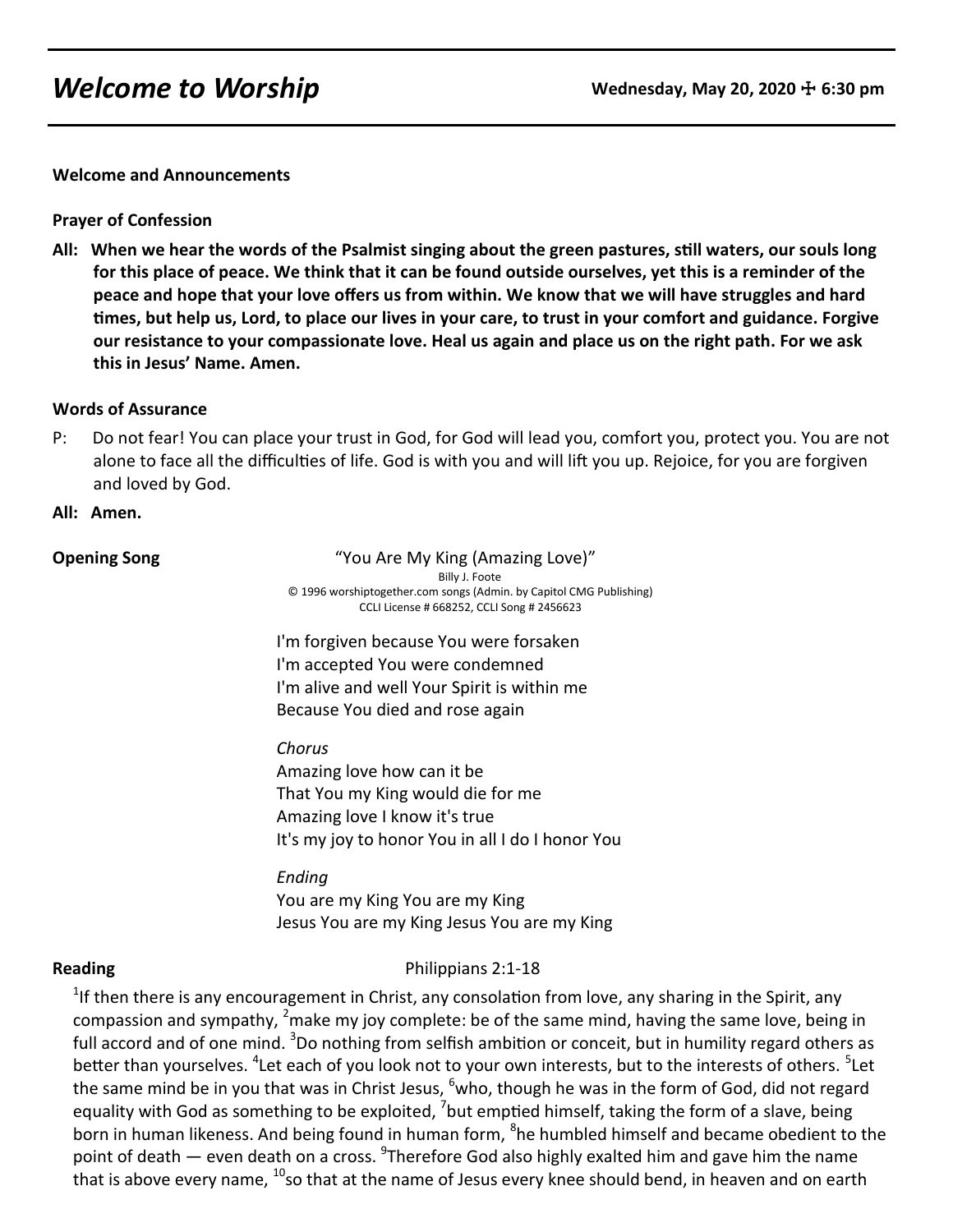# *Welcome to Worship*

**Wednesday, May 20, 2020 ☩ 6:30 pm**

**Welcome and Announcements**

**Prayer of Confession**

**All: When we hear the words of the Psalmist singing about the green pastures, still waters, our souls long for this place of peace. We think that it can be found outside ourselves, yet this is a reminder of the peace and hope that your love offers us from within. We know that we will have struggles and hard times, but help us, Lord, to place our lives in your care, to trust in your comfort and guidance. Forgive our resistance to your compassionate love. Heal us again and place us on the right path. For we ask this in Jesus' Name. Amen.**

**Words of Assurance**

P: Do not fear! You can place your trust in God, for God will lead you, comfort you, protect you. You are not alone to face all the difficulties of life. God is with you and will lift you up. Rejoice, for you are forgiven and loved by God.

**All: Amen.**

**Opening Song** "You Are My King (Amazing Love)"

Billy J. Foote
© 1996 worshiptogether.com songs (Admin. by Capitol CMG Publishing)
CCLI License # 668252, CCLI Song # 2456623

I'm forgiven because You were forsaken
I'm accepted You were condemned
I'm alive and well Your Spirit is within me
Because You died and rose again

*Chorus*
Amazing love how can it be
That You my King would die for me
Amazing love I know it's true
It's my joy to honor You in all I do I honor You

*Ending*
You are my King You are my King
Jesus You are my King Jesus You are my King

**Reading** Philippians 2:1-18

[1]If then there is any encouragement in Christ, any consolation from love, any sharing in the Spirit, any compassion and sympathy, [2]make my joy complete: be of the same mind, having the same love, being in full accord and of one mind. [3]Do nothing from selfish ambition or conceit, but in humility regard others as better than yourselves. [4]Let each of you look not to your own interests, but to the interests of others. [5]Let the same mind be in you that was in Christ Jesus, [6]who, though he was in the form of God, did not regard equality with God as something to be exploited, [7]but emptied himself, taking the form of a slave, being born in human likeness. And being found in human form, [8]he humbled himself and became obedient to the point of death — even death on a cross. [9]Therefore God also highly exalted him and gave him the name that is above every name, [10]so that at the name of Jesus every knee should bend, in heaven and on earth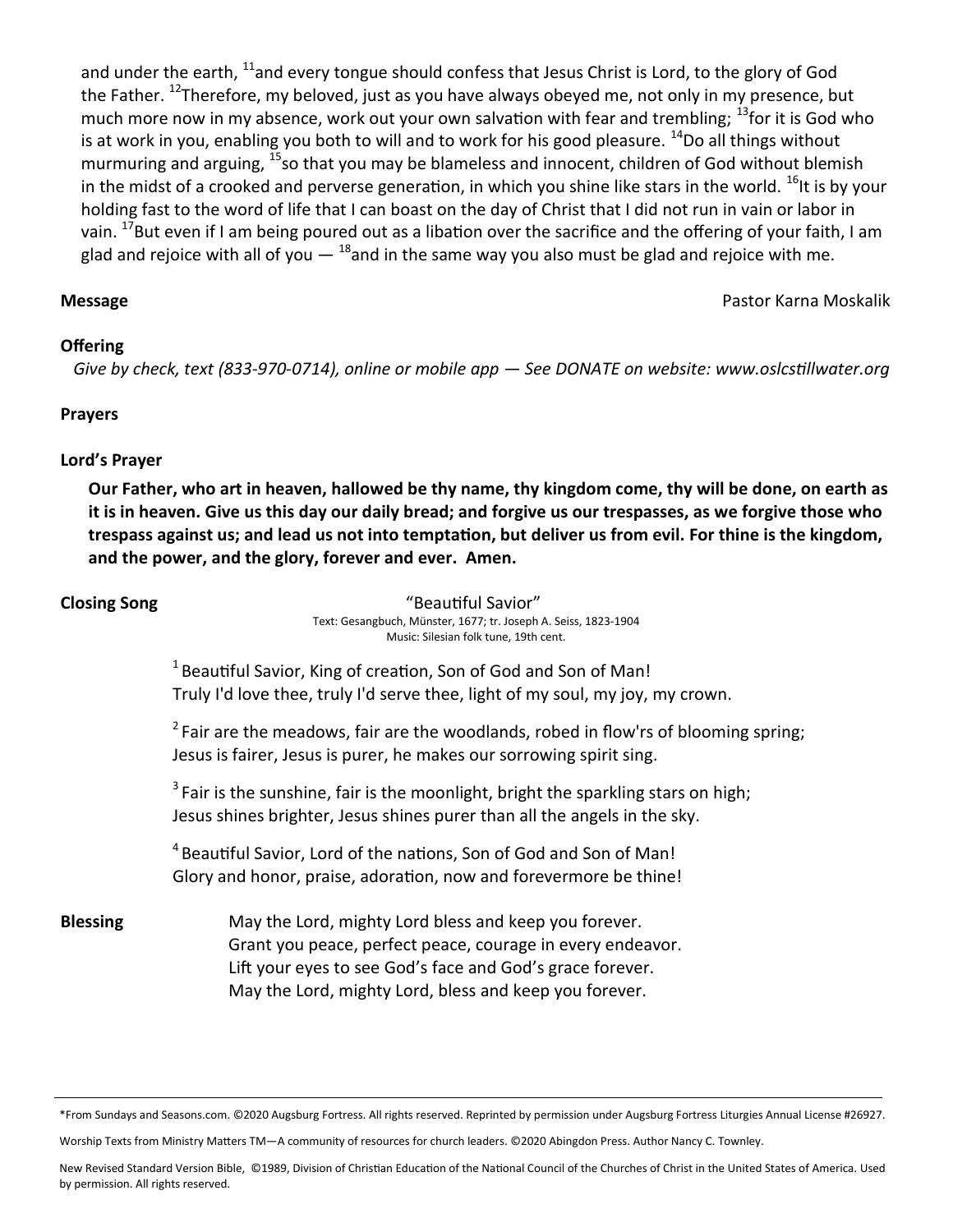and under the earth, [11]and every tongue should confess that Jesus Christ is Lord, to the glory of God the Father. [12]Therefore, my beloved, just as you have always obeyed me, not only in my presence, but much more now in my absence, work out your own salvation with fear and trembling; [13]for it is God who is at work in you, enabling you both to will and to work for his good pleasure. [14]Do all things without murmuring and arguing, [15]so that you may be blameless and innocent, children of God without blemish in the midst of a crooked and perverse generation, in which you shine like stars in the world. [16]It is by your holding fast to the word of life that I can boast on the day of Christ that I did not run in vain or labor in vain. [17]But even if I am being poured out as a libation over the sacrifice and the offering of your faith, I am glad and rejoice with all of you — [18]and in the same way you also must be glad and rejoice with me.

**Message** Pastor Karna Moskalik

**Offering**

*Give by check, text (833-970-0714), online or mobile app — See DONATE on website: www.oslcstillwater.org*

**Prayers**

**Lord's Prayer**

**Our Father, who art in heaven, hallowed be thy name, thy kingdom come, thy will be done, on earth as it is in heaven. Give us this day our daily bread; and forgive us our trespasses, as we forgive those who trespass against us; and lead us not into temptation, but deliver us from evil. For thine is the kingdom, and the power, and the glory, forever and ever. Amen.**

**Closing Song** "Beautiful Savior"

Text: Gesangbuch, Münster, 1677; tr. Joseph A. Seiss, 1823-1904
Music: Silesian folk tune, 19th cent.

[1] Beautiful Savior, King of creation, Son of God and Son of Man!
Truly I'd love thee, truly I'd serve thee, light of my soul, my joy, my crown.

[2] Fair are the meadows, fair are the woodlands, robed in flow'rs of blooming spring;
Jesus is fairer, Jesus is purer, he makes our sorrowing spirit sing.

[3] Fair is the sunshine, fair is the moonlight, bright the sparkling stars on high;
Jesus shines brighter, Jesus shines purer than all the angels in the sky.

[4] Beautiful Savior, Lord of the nations, Son of God and Son of Man!
Glory and honor, praise, adoration, now and forevermore be thine!

**Blessing**

May the Lord, mighty Lord bless and keep you forever.
Grant you peace, perfect peace, courage in every endeavor.
Lift your eyes to see God's face and God's grace forever.
May the Lord, mighty Lord, bless and keep you forever.

---

*From Sundays and Seasons.com. ©2020 Augsburg Fortress. All rights reserved. Reprinted by permission under Augsburg Fortress Liturgies Annual License #26927.

Worship Texts from Ministry Matters TM—A community of resources for church leaders. ©2020 Abingdon Press. Author Nancy C. Townley.

New Revised Standard Version Bible, ©1989, Division of Christian Education of the National Council of the Churches of Christ in the United States of America. Used by permission. All rights reserved.